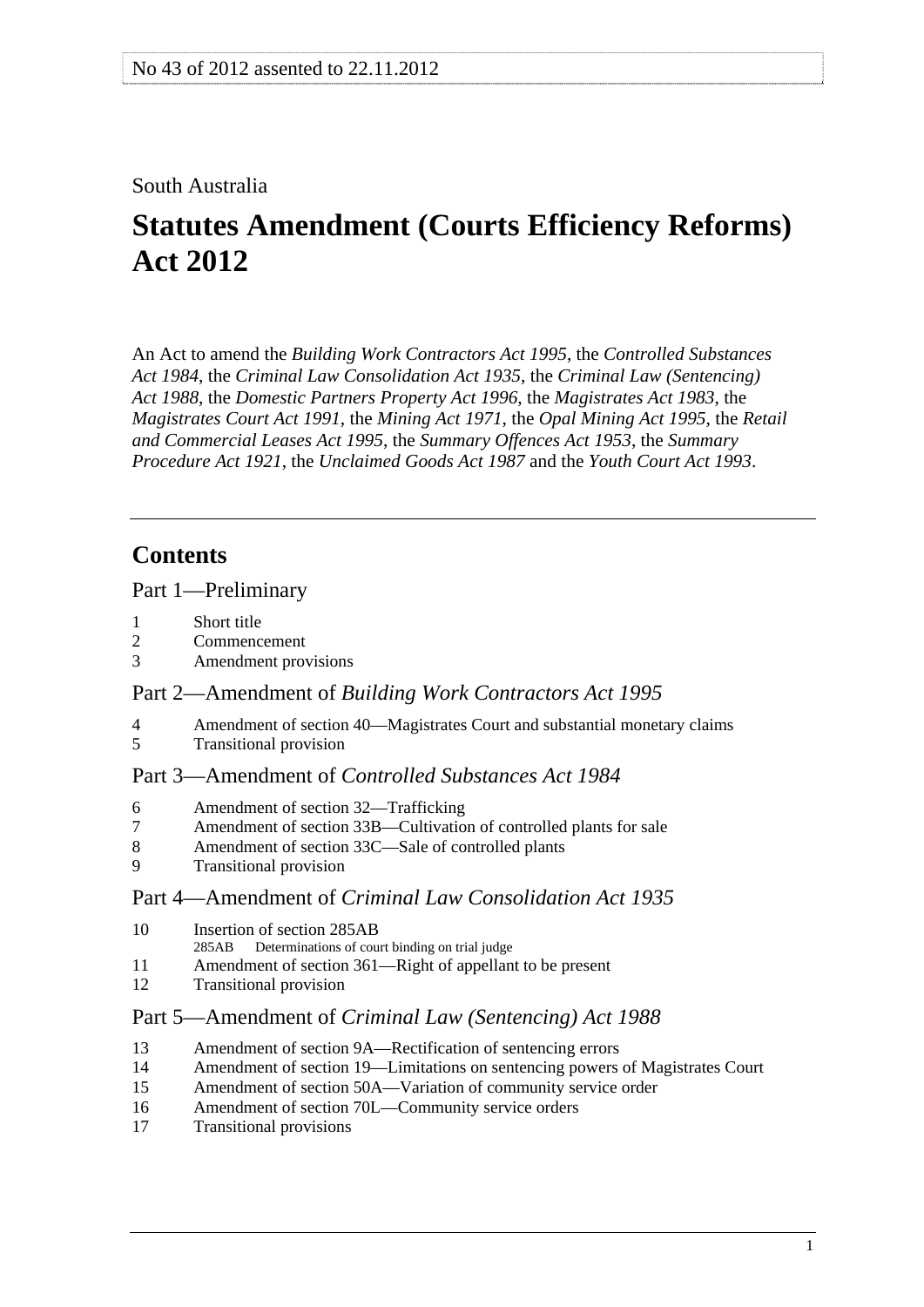No 43 of 2012 assented to 22.11.2012

South Australia

# Statutes Amendment (Courts Efficiency Reforms) Act 2012

An Act to amend the *Building Work Contractors Act 1995*, the *Controlled Substances Act 1984*, the *Criminal Law Consolidation Act 1935*, the *Criminal Law (Sentencing) Act 1988*, the *Domestic Partners Property Act 1996*, the *Magistrates Act 1983*, the *Magistrates Court Act 1991*, the *Mining Act 1971*, the *Opal Mining Act 1995*, the *Retail and Commercial Leases Act 1995*, the *Summary Offences Act 1953*, the *Summary Procedure Act 1921*, the *Unclaimed Goods Act 1987* and the *Youth Court Act 1993*.

## Contents

Part 1—Preliminary

1 Short title
2 Commencement
3 Amendment provisions

Part 2—Amendment of *Building Work Contractors Act 1995*

4 Amendment of section 40—Magistrates Court and substantial monetary claims
5 Transitional provision

Part 3—Amendment of *Controlled Substances Act 1984*

6 Amendment of section 32—Trafficking
7 Amendment of section 33B—Cultivation of controlled plants for sale
8 Amendment of section 33C—Sale of controlled plants
9 Transitional provision

Part 4—Amendment of *Criminal Law Consolidation Act 1935*

10 Insertion of section 285AB
  285AB Determinations of court binding on trial judge
11 Amendment of section 361—Right of appellant to be present
12 Transitional provision

Part 5—Amendment of *Criminal Law (Sentencing) Act 1988*

13 Amendment of section 9A—Rectification of sentencing errors
14 Amendment of section 19—Limitations on sentencing powers of Magistrates Court
15 Amendment of section 50A—Variation of community service order
16 Amendment of section 70L—Community service orders
17 Transitional provisions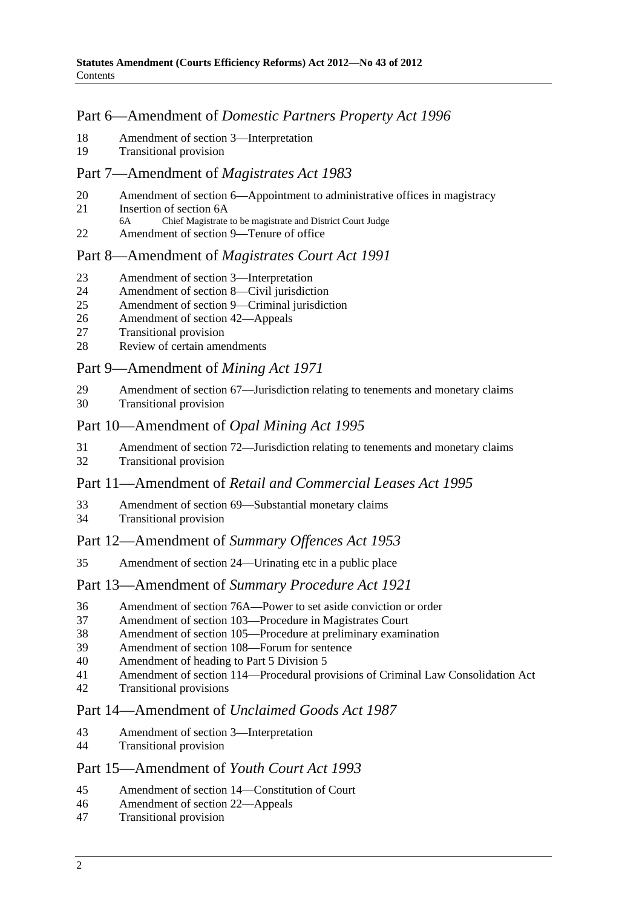## Part 6—Amendment of *Domestic Partners Property Act 1996*

18 Amendment of section 3—Interpretation
19 Transitional provision

## Part 7—Amendment of *Magistrates Act 1983*

20 Amendment of section 6—Appointment to administrative offices in magistracy
21 Insertion of section 6A
  6A Chief Magistrate to be magistrate and District Court Judge
22 Amendment of section 9—Tenure of office

## Part 8—Amendment of *Magistrates Court Act 1991*

23 Amendment of section 3—Interpretation
24 Amendment of section 8—Civil jurisdiction
25 Amendment of section 9—Criminal jurisdiction
26 Amendment of section 42—Appeals
27 Transitional provision
28 Review of certain amendments

## Part 9—Amendment of *Mining Act 1971*

29 Amendment of section 67—Jurisdiction relating to tenements and monetary claims
30 Transitional provision

## Part 10—Amendment of *Opal Mining Act 1995*

31 Amendment of section 72—Jurisdiction relating to tenements and monetary claims
32 Transitional provision

## Part 11—Amendment of *Retail and Commercial Leases Act 1995*

33 Amendment of section 69—Substantial monetary claims
34 Transitional provision

## Part 12—Amendment of *Summary Offences Act 1953*

35 Amendment of section 24—Urinating etc in a public place

## Part 13—Amendment of *Summary Procedure Act 1921*

36 Amendment of section 76A—Power to set aside conviction or order
37 Amendment of section 103—Procedure in Magistrates Court
38 Amendment of section 105—Procedure at preliminary examination
39 Amendment of section 108—Forum for sentence
40 Amendment of heading to Part 5 Division 5
41 Amendment of section 114—Procedural provisions of Criminal Law Consolidation Act
42 Transitional provisions

## Part 14—Amendment of *Unclaimed Goods Act 1987*

43 Amendment of section 3—Interpretation
44 Transitional provision

## Part 15—Amendment of *Youth Court Act 1993*

45 Amendment of section 14—Constitution of Court
46 Amendment of section 22—Appeals
47 Transitional provision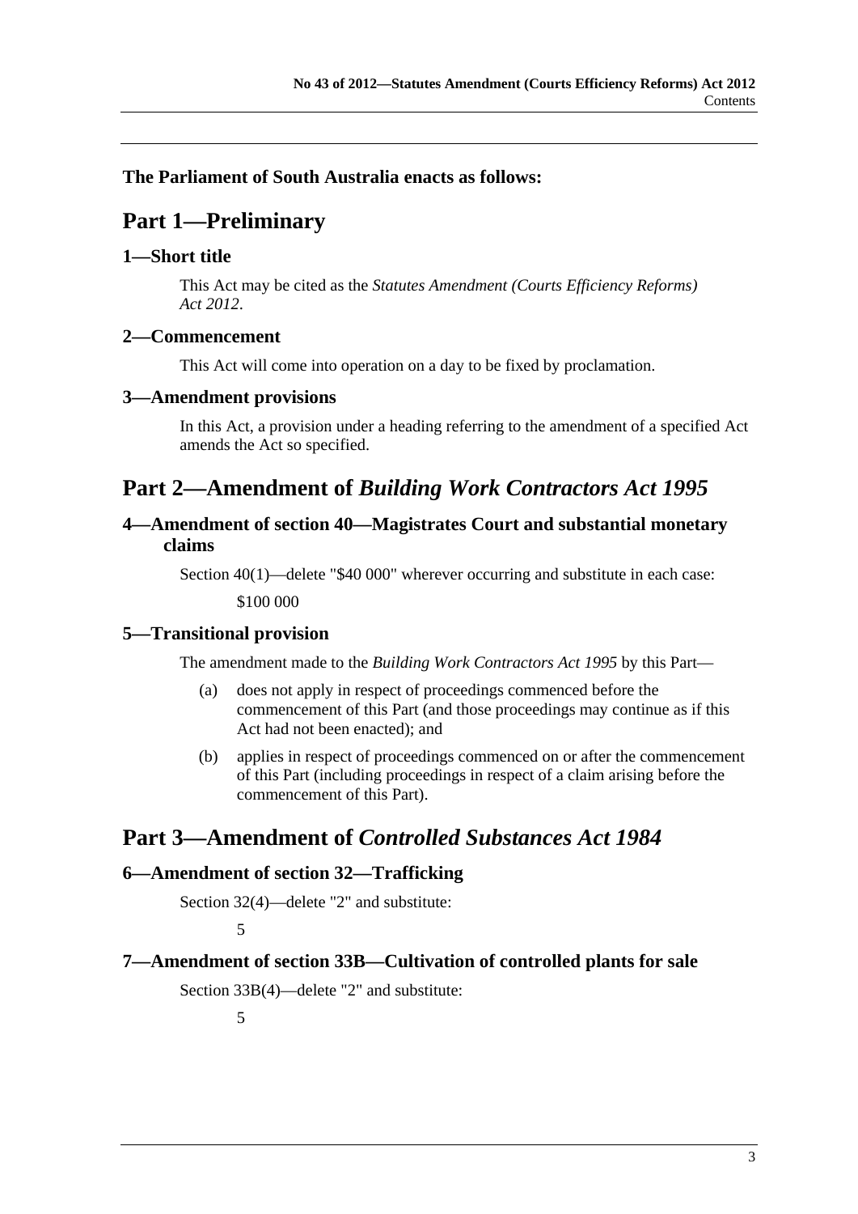**The Parliament of South Australia enacts as follows:**

# Part 1—Preliminary

## 1—Short title

This Act may be cited as the *Statutes Amendment (Courts Efficiency Reforms) Act 2012*.

## 2—Commencement

This Act will come into operation on a day to be fixed by proclamation.

## 3—Amendment provisions

In this Act, a provision under a heading referring to the amendment of a specified Act amends the Act so specified.

# Part 2—Amendment of *Building Work Contractors Act 1995*

## 4—Amendment of section 40—Magistrates Court and substantial monetary claims

Section 40(1)—delete "$40 000" wherever occurring and substitute in each case:

$100 000

## 5—Transitional provision

The amendment made to the *Building Work Contractors Act 1995* by this Part—

(a) does not apply in respect of proceedings commenced before the commencement of this Part (and those proceedings may continue as if this Act had not been enacted); and

(b) applies in respect of proceedings commenced on or after the commencement of this Part (including proceedings in respect of a claim arising before the commencement of this Part).

# Part 3—Amendment of *Controlled Substances Act 1984*

## 6—Amendment of section 32—Trafficking

Section 32(4)—delete "2" and substitute:

5

## 7—Amendment of section 33B—Cultivation of controlled plants for sale

Section 33B(4)—delete "2" and substitute:

5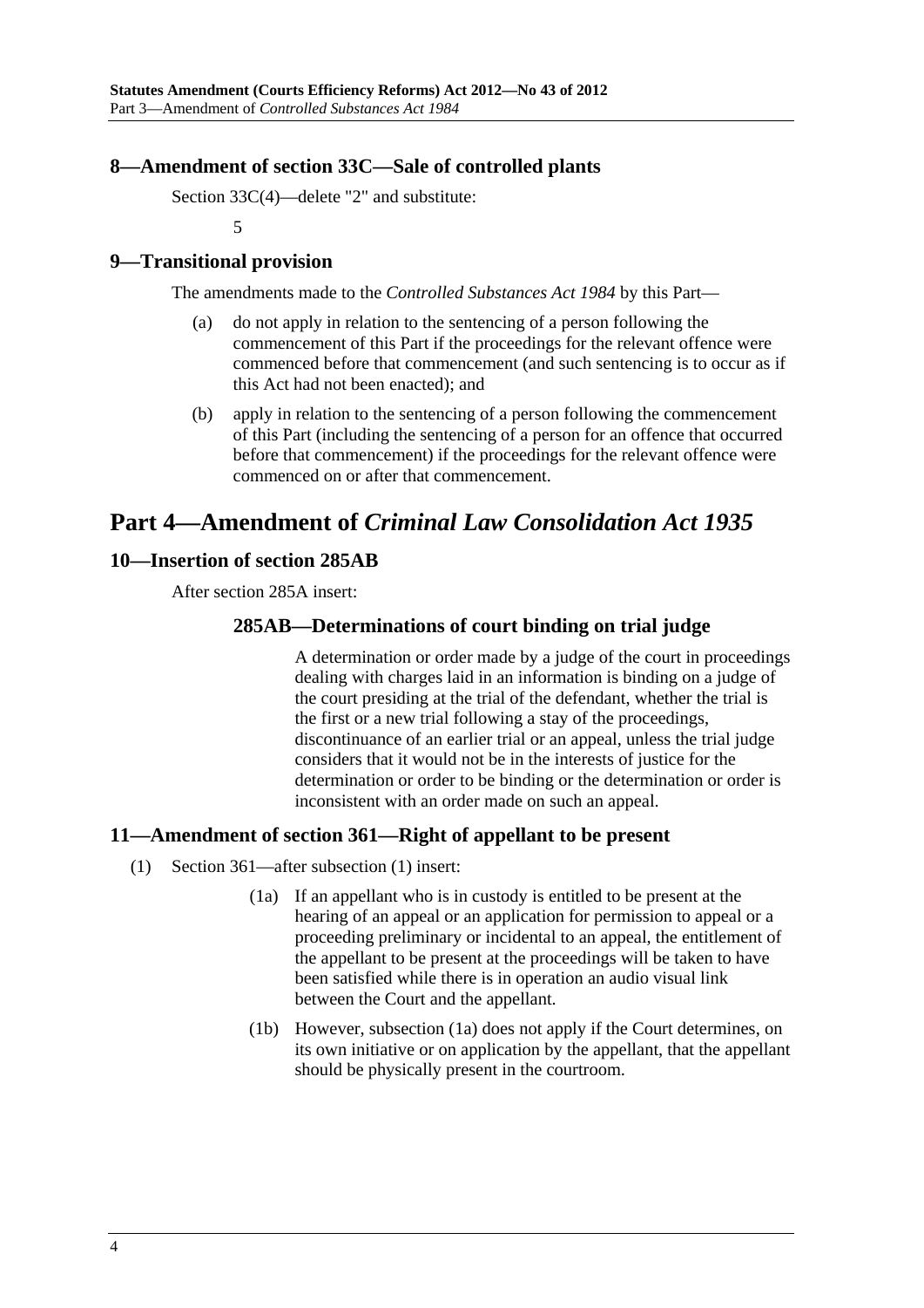### 8—Amendment of section 33C—Sale of controlled plants

Section 33C(4)—delete "2" and substitute:

5

### 9—Transitional provision

The amendments made to the *Controlled Substances Act 1984* by this Part—

(a) do not apply in relation to the sentencing of a person following the commencement of this Part if the proceedings for the relevant offence were commenced before that commencement (and such sentencing is to occur as if this Act had not been enacted); and

(b) apply in relation to the sentencing of a person following the commencement of this Part (including the sentencing of a person for an offence that occurred before that commencement) if the proceedings for the relevant offence were commenced on or after that commencement.

## Part 4—Amendment of *Criminal Law Consolidation Act 1935*

### 10—Insertion of section 285AB

After section 285A insert:

#### 285AB—Determinations of court binding on trial judge

A determination or order made by a judge of the court in proceedings dealing with charges laid in an information is binding on a judge of the court presiding at the trial of the defendant, whether the trial is the first or a new trial following a stay of the proceedings, discontinuance of an earlier trial or an appeal, unless the trial judge considers that it would not be in the interests of justice for the determination or order to be binding or the determination or order is inconsistent with an order made on such an appeal.

### 11—Amendment of section 361—Right of appellant to be present

(1) Section 361—after subsection (1) insert:

(1a) If an appellant who is in custody is entitled to be present at the hearing of an appeal or an application for permission to appeal or a proceeding preliminary or incidental to an appeal, the entitlement of the appellant to be present at the proceedings will be taken to have been satisfied while there is in operation an audio visual link between the Court and the appellant.

(1b) However, subsection (1a) does not apply if the Court determines, on its own initiative or on application by the appellant, that the appellant should be physically present in the courtroom.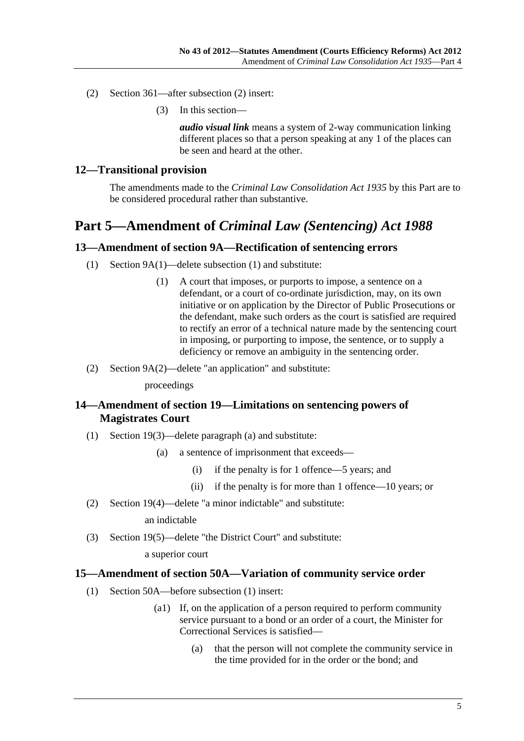(2) Section 361—after subsection (2) insert:

> (3) In this section—
>
> ***audio visual link*** means a system of 2-way communication linking different places so that a person speaking at any 1 of the places can be seen and heard at the other.

### 12—Transitional provision

The amendments made to the *Criminal Law Consolidation Act 1935* by this Part are to be considered procedural rather than substantive.

## Part 5—Amendment of *Criminal Law (Sentencing) Act 1988*

### 13—Amendment of section 9A—Rectification of sentencing errors

(1) Section 9A(1)—delete subsection (1) and substitute:

> (1) A court that imposes, or purports to impose, a sentence on a defendant, or a court of co-ordinate jurisdiction, may, on its own initiative or on application by the Director of Public Prosecutions or the defendant, make such orders as the court is satisfied are required to rectify an error of a technical nature made by the sentencing court in imposing, or purporting to impose, the sentence, or to supply a deficiency or remove an ambiguity in the sentencing order.

(2) Section 9A(2)—delete "an application" and substitute:

> proceedings

### 14—Amendment of section 19—Limitations on sentencing powers of Magistrates Court

(1) Section 19(3)—delete paragraph (a) and substitute:

> (a) a sentence of imprisonment that exceeds—
>
> (i) if the penalty is for 1 offence—5 years; and
>
> (ii) if the penalty is for more than 1 offence—10 years; or

(2) Section 19(4)—delete "a minor indictable" and substitute:

> an indictable

(3) Section 19(5)—delete "the District Court" and substitute:

> a superior court

### 15—Amendment of section 50A—Variation of community service order

(1) Section 50A—before subsection (1) insert:

> (a1) If, on the application of a person required to perform community service pursuant to a bond or an order of a court, the Minister for Correctional Services is satisfied—
>
> (a) that the person will not complete the community service in the time provided for in the order or the bond; and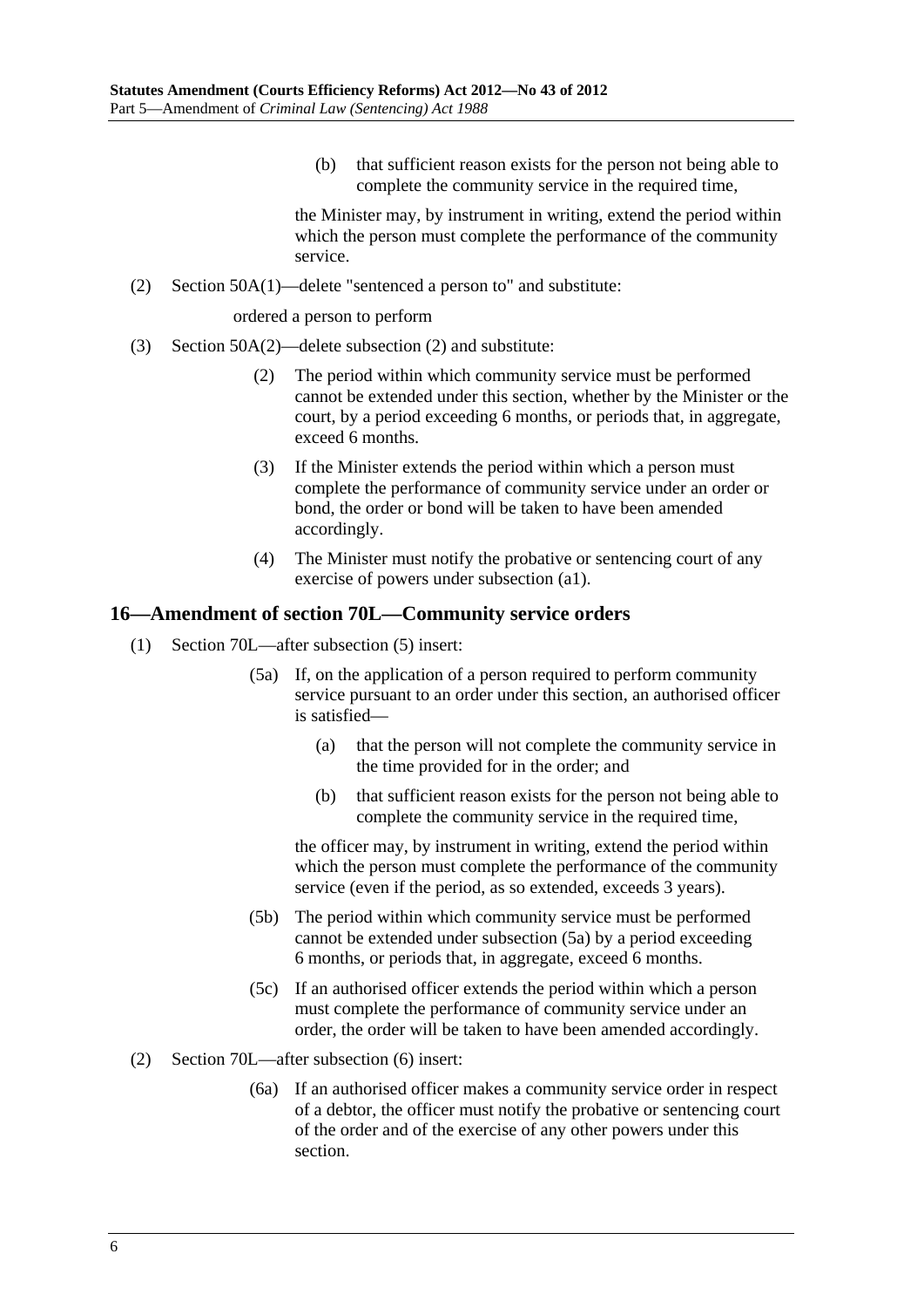(b) that sufficient reason exists for the person not being able to complete the community service in the required time,

the Minister may, by instrument in writing, extend the period within which the person must complete the performance of the community service.

(2) Section 50A(1)—delete "sentenced a person to" and substitute:

ordered a person to perform

(3) Section 50A(2)—delete subsection (2) and substitute:

(2) The period within which community service must be performed cannot be extended under this section, whether by the Minister or the court, by a period exceeding 6 months, or periods that, in aggregate, exceed 6 months.

(3) If the Minister extends the period within which a person must complete the performance of community service under an order or bond, the order or bond will be taken to have been amended accordingly.

(4) The Minister must notify the probative or sentencing court of any exercise of powers under subsection (a1).

## 16—Amendment of section 70L—Community service orders

(1) Section 70L—after subsection (5) insert:

(5a) If, on the application of a person required to perform community service pursuant to an order under this section, an authorised officer is satisfied—

(a) that the person will not complete the community service in the time provided for in the order; and

(b) that sufficient reason exists for the person not being able to complete the community service in the required time,

the officer may, by instrument in writing, extend the period within which the person must complete the performance of the community service (even if the period, as so extended, exceeds 3 years).

(5b) The period within which community service must be performed cannot be extended under subsection (5a) by a period exceeding 6 months, or periods that, in aggregate, exceed 6 months.

(5c) If an authorised officer extends the period within which a person must complete the performance of community service under an order, the order will be taken to have been amended accordingly.

(2) Section 70L—after subsection (6) insert:

(6a) If an authorised officer makes a community service order in respect of a debtor, the officer must notify the probative or sentencing court of the order and of the exercise of any other powers under this section.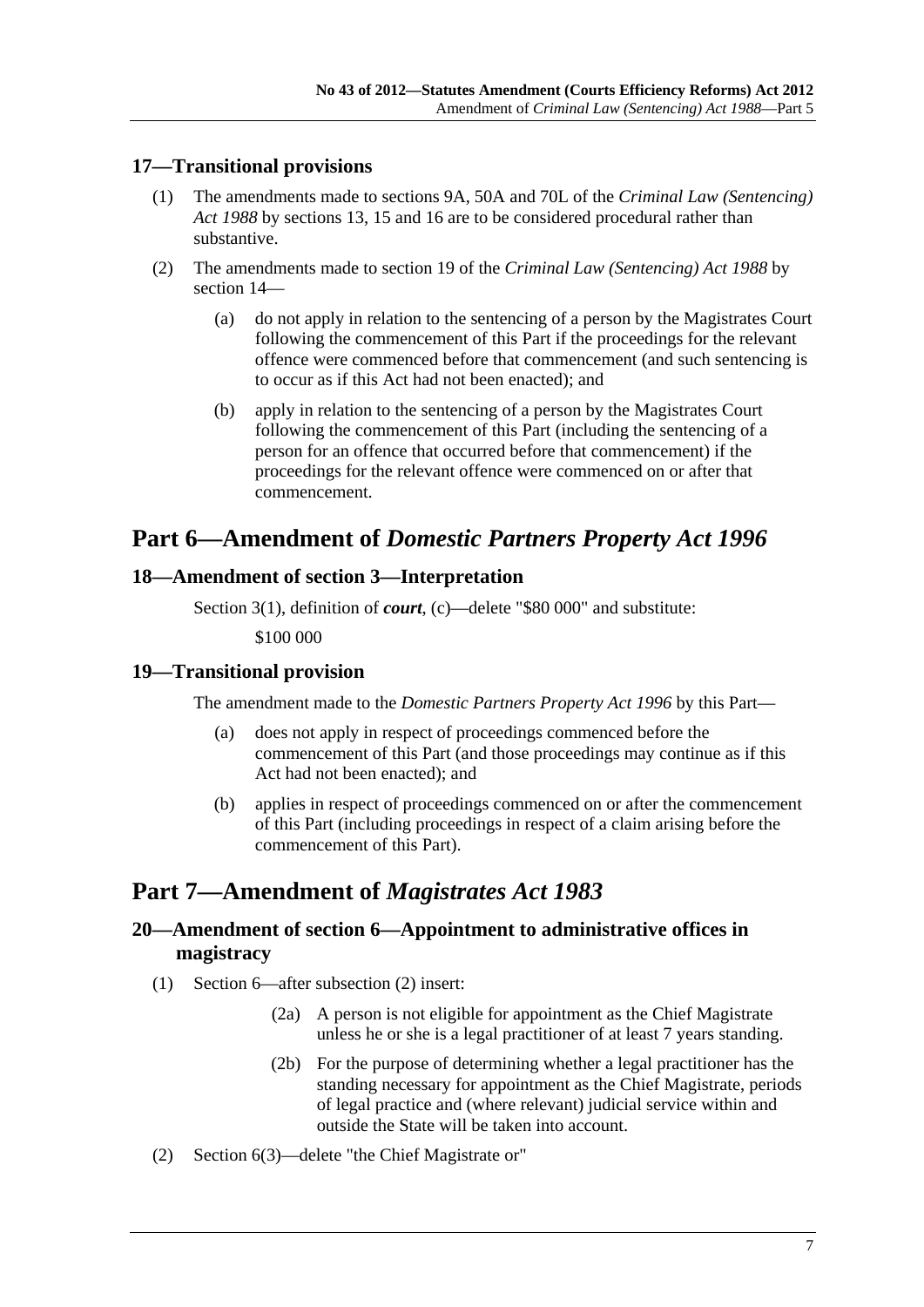### 17—Transitional provisions

(1) The amendments made to sections 9A, 50A and 70L of the *Criminal Law (Sentencing) Act 1988* by sections 13, 15 and 16 are to be considered procedural rather than substantive.

(2) The amendments made to section 19 of the *Criminal Law (Sentencing) Act 1988* by section 14—

(a) do not apply in relation to the sentencing of a person by the Magistrates Court following the commencement of this Part if the proceedings for the relevant offence were commenced before that commencement (and such sentencing is to occur as if this Act had not been enacted); and

(b) apply in relation to the sentencing of a person by the Magistrates Court following the commencement of this Part (including the sentencing of a person for an offence that occurred before that commencement) if the proceedings for the relevant offence were commenced on or after that commencement.

## Part 6—Amendment of *Domestic Partners Property Act 1996*

### 18—Amendment of section 3—Interpretation

Section 3(1), definition of ***court***, (c)—delete "$80 000" and substitute:

$100 000

### 19—Transitional provision

The amendment made to the *Domestic Partners Property Act 1996* by this Part—

(a) does not apply in respect of proceedings commenced before the commencement of this Part (and those proceedings may continue as if this Act had not been enacted); and

(b) applies in respect of proceedings commenced on or after the commencement of this Part (including proceedings in respect of a claim arising before the commencement of this Part).

## Part 7—Amendment of *Magistrates Act 1983*

### 20—Amendment of section 6—Appointment to administrative offices in magistracy

(1) Section 6—after subsection (2) insert:

(2a) A person is not eligible for appointment as the Chief Magistrate unless he or she is a legal practitioner of at least 7 years standing.

(2b) For the purpose of determining whether a legal practitioner has the standing necessary for appointment as the Chief Magistrate, periods of legal practice and (where relevant) judicial service within and outside the State will be taken into account.

(2) Section 6(3)—delete "the Chief Magistrate or"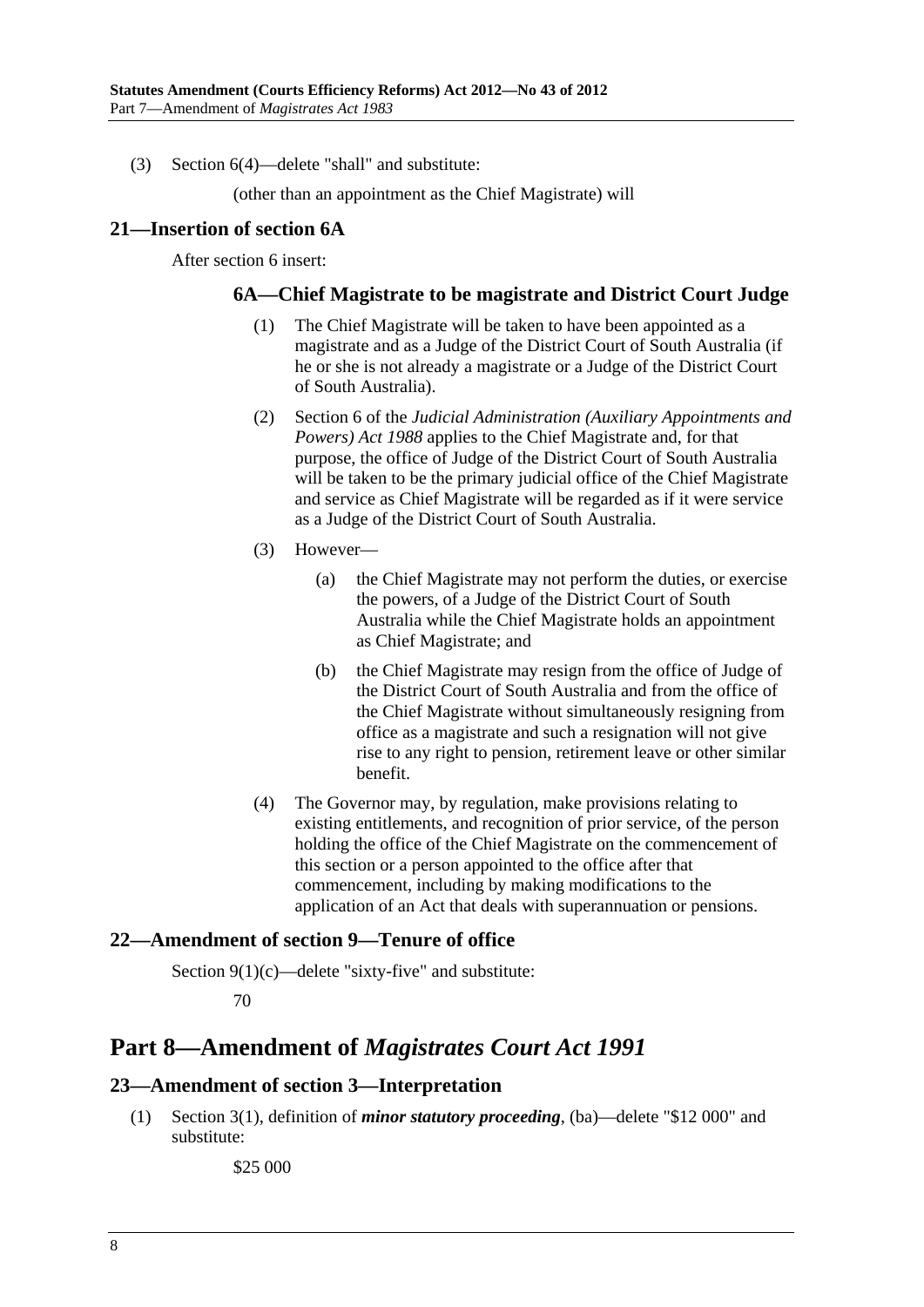(3) Section 6(4)—delete "shall" and substitute:

(other than an appointment as the Chief Magistrate) will

### 21—Insertion of section 6A

After section 6 insert:

#### 6A—Chief Magistrate to be magistrate and District Court Judge

(1) The Chief Magistrate will be taken to have been appointed as a magistrate and as a Judge of the District Court of South Australia (if he or she is not already a magistrate or a Judge of the District Court of South Australia).

(2) Section 6 of the *Judicial Administration (Auxiliary Appointments and Powers) Act 1988* applies to the Chief Magistrate and, for that purpose, the office of Judge of the District Court of South Australia will be taken to be the primary judicial office of the Chief Magistrate and service as Chief Magistrate will be regarded as if it were service as a Judge of the District Court of South Australia.

(3) However—

(a) the Chief Magistrate may not perform the duties, or exercise the powers, of a Judge of the District Court of South Australia while the Chief Magistrate holds an appointment as Chief Magistrate; and

(b) the Chief Magistrate may resign from the office of Judge of the District Court of South Australia and from the office of the Chief Magistrate without simultaneously resigning from office as a magistrate and such a resignation will not give rise to any right to pension, retirement leave or other similar benefit.

(4) The Governor may, by regulation, make provisions relating to existing entitlements, and recognition of prior service, of the person holding the office of the Chief Magistrate on the commencement of this section or a person appointed to the office after that commencement, including by making modifications to the application of an Act that deals with superannuation or pensions.

### 22—Amendment of section 9—Tenure of office

Section 9(1)(c)—delete "sixty-five" and substitute:

70

## Part 8—Amendment of *Magistrates Court Act 1991*

### 23—Amendment of section 3—Interpretation

(1) Section 3(1), definition of ***minor statutory proceeding***, (ba)—delete "$12 000" and substitute:

$25 000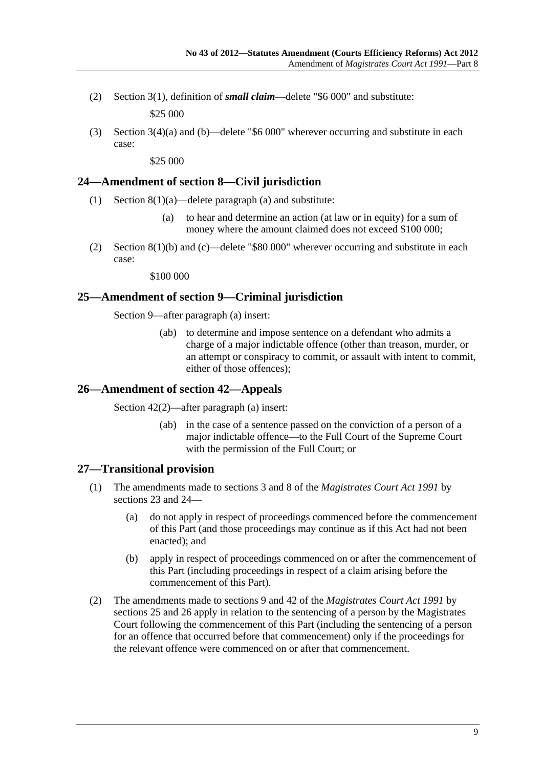(2) Section 3(1), definition of ***small claim***—delete "$6 000" and substitute:

$25 000

(3) Section 3(4)(a) and (b)—delete "$6 000" wherever occurring and substitute in each case:

$25 000

## 24—Amendment of section 8—Civil jurisdiction

(1) Section 8(1)(a)—delete paragraph (a) and substitute:

(a) to hear and determine an action (at law or in equity) for a sum of money where the amount claimed does not exceed $100 000;

(2) Section 8(1)(b) and (c)—delete "$80 000" wherever occurring and substitute in each case:

$100 000

## 25—Amendment of section 9—Criminal jurisdiction

Section 9—after paragraph (a) insert:

(ab) to determine and impose sentence on a defendant who admits a charge of a major indictable offence (other than treason, murder, or an attempt or conspiracy to commit, or assault with intent to commit, either of those offences);

## 26—Amendment of section 42—Appeals

Section 42(2)—after paragraph (a) insert:

(ab) in the case of a sentence passed on the conviction of a person of a major indictable offence—to the Full Court of the Supreme Court with the permission of the Full Court; or

## 27—Transitional provision

(1) The amendments made to sections 3 and 8 of the *Magistrates Court Act 1991* by sections 23 and 24—

(a) do not apply in respect of proceedings commenced before the commencement of this Part (and those proceedings may continue as if this Act had not been enacted); and

(b) apply in respect of proceedings commenced on or after the commencement of this Part (including proceedings in respect of a claim arising before the commencement of this Part).

(2) The amendments made to sections 9 and 42 of the *Magistrates Court Act 1991* by sections 25 and 26 apply in relation to the sentencing of a person by the Magistrates Court following the commencement of this Part (including the sentencing of a person for an offence that occurred before that commencement) only if the proceedings for the relevant offence were commenced on or after that commencement.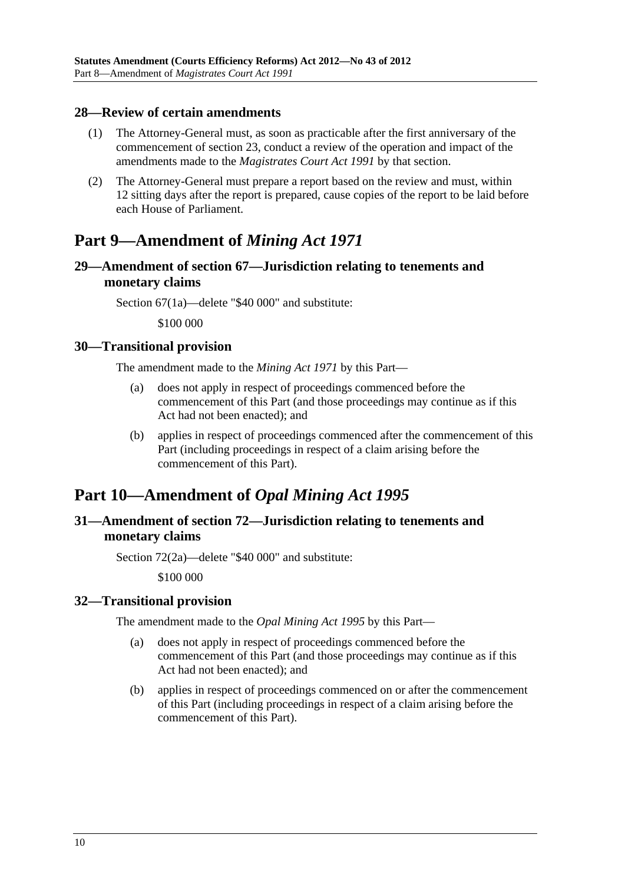### 28—Review of certain amendments

(1) The Attorney-General must, as soon as practicable after the first anniversary of the commencement of section 23, conduct a review of the operation and impact of the amendments made to the *Magistrates Court Act 1991* by that section.

(2) The Attorney-General must prepare a report based on the review and must, within 12 sitting days after the report is prepared, cause copies of the report to be laid before each House of Parliament.

## Part 9—Amendment of *Mining Act 1971*

### 29—Amendment of section 67—Jurisdiction relating to tenements and monetary claims

Section 67(1a)—delete "$40 000" and substitute:

$100 000

### 30—Transitional provision

The amendment made to the *Mining Act 1971* by this Part—

(a) does not apply in respect of proceedings commenced before the commencement of this Part (and those proceedings may continue as if this Act had not been enacted); and

(b) applies in respect of proceedings commenced after the commencement of this Part (including proceedings in respect of a claim arising before the commencement of this Part).

## Part 10—Amendment of *Opal Mining Act 1995*

### 31—Amendment of section 72—Jurisdiction relating to tenements and monetary claims

Section 72(2a)—delete "$40 000" and substitute:

$100 000

### 32—Transitional provision

The amendment made to the *Opal Mining Act 1995* by this Part—

(a) does not apply in respect of proceedings commenced before the commencement of this Part (and those proceedings may continue as if this Act had not been enacted); and

(b) applies in respect of proceedings commenced on or after the commencement of this Part (including proceedings in respect of a claim arising before the commencement of this Part).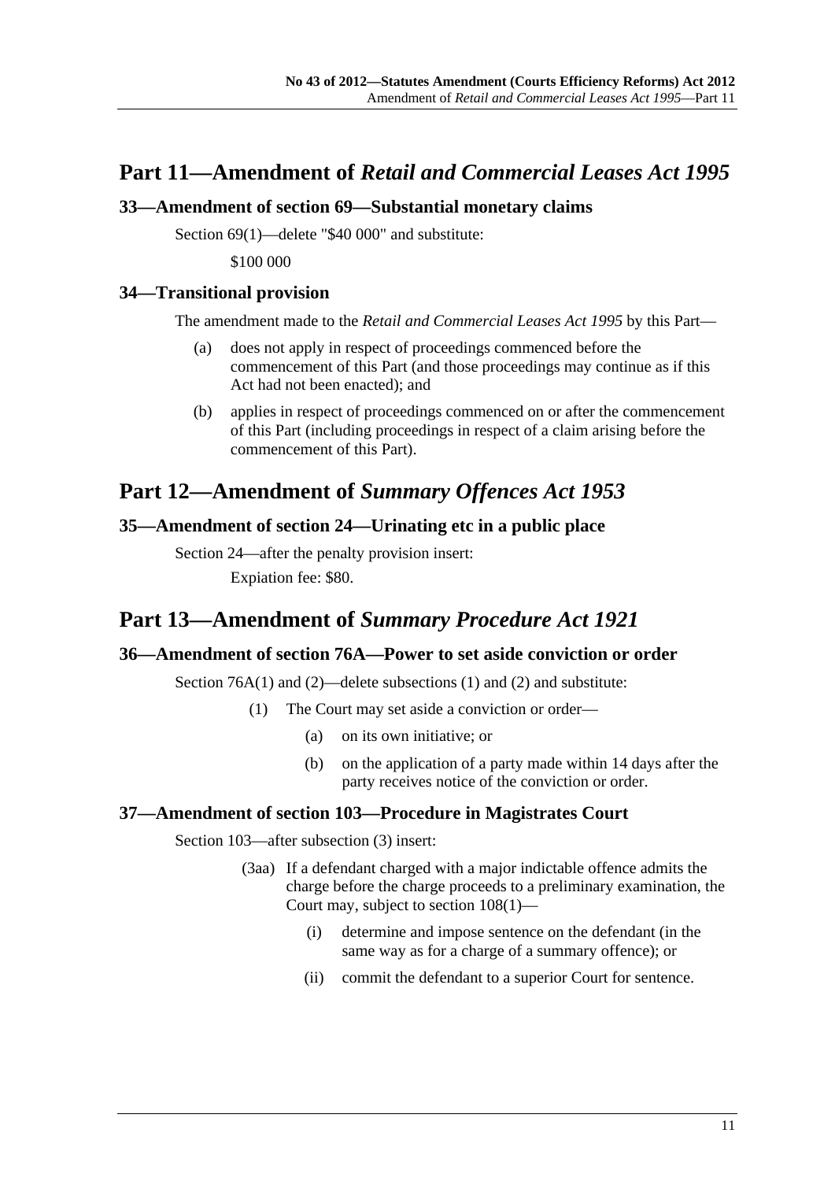# Part 11—Amendment of *Retail and Commercial Leases Act 1995*

## 33—Amendment of section 69—Substantial monetary claims

Section 69(1)—delete "$40 000" and substitute:

$100 000

## 34—Transitional provision

The amendment made to the *Retail and Commercial Leases Act 1995* by this Part—

(a) does not apply in respect of proceedings commenced before the commencement of this Part (and those proceedings may continue as if this Act had not been enacted); and

(b) applies in respect of proceedings commenced on or after the commencement of this Part (including proceedings in respect of a claim arising before the commencement of this Part).

# Part 12—Amendment of *Summary Offences Act 1953*

## 35—Amendment of section 24—Urinating etc in a public place

Section 24—after the penalty provision insert:

Expiation fee: $80.

# Part 13—Amendment of *Summary Procedure Act 1921*

## 36—Amendment of section 76A—Power to set aside conviction or order

Section 76A(1) and (2)—delete subsections (1) and (2) and substitute:

(1) The Court may set aside a conviction or order—

(a) on its own initiative; or

(b) on the application of a party made within 14 days after the party receives notice of the conviction or order.

## 37—Amendment of section 103—Procedure in Magistrates Court

Section 103—after subsection (3) insert:

(3aa) If a defendant charged with a major indictable offence admits the charge before the charge proceeds to a preliminary examination, the Court may, subject to section 108(1)—

(i) determine and impose sentence on the defendant (in the same way as for a charge of a summary offence); or

(ii) commit the defendant to a superior Court for sentence.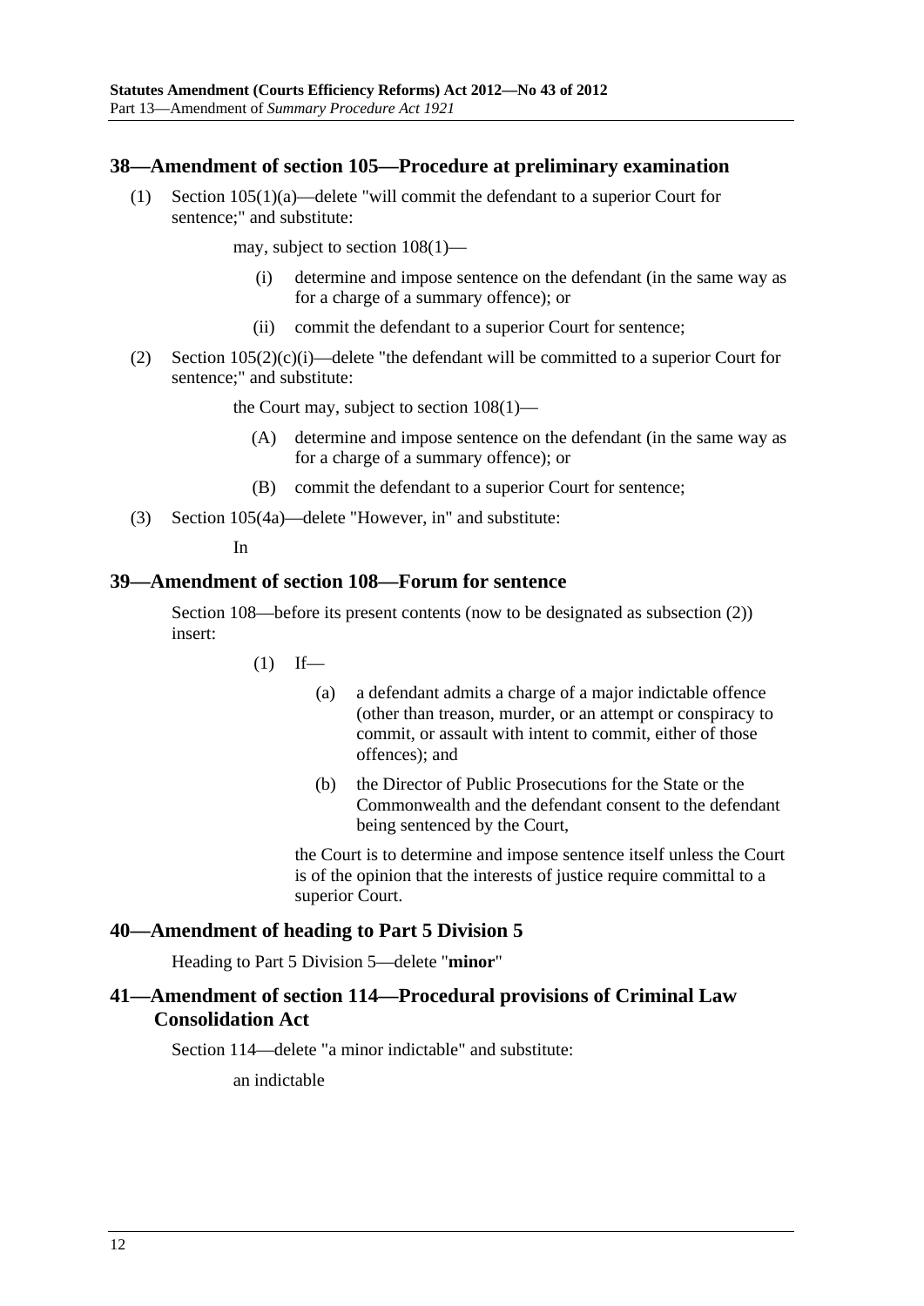## 38—Amendment of section 105—Procedure at preliminary examination

(1) Section 105(1)(a)—delete "will commit the defendant to a superior Court for sentence;" and substitute:

> may, subject to section 108(1)—
>
> (i) determine and impose sentence on the defendant (in the same way as for a charge of a summary offence); or
>
> (ii) commit the defendant to a superior Court for sentence;

(2) Section 105(2)(c)(i)—delete "the defendant will be committed to a superior Court for sentence;" and substitute:

> the Court may, subject to section 108(1)—
>
> (A) determine and impose sentence on the defendant (in the same way as for a charge of a summary offence); or
>
> (B) commit the defendant to a superior Court for sentence;

(3) Section 105(4a)—delete "However, in" and substitute:

> In

## 39—Amendment of section 108—Forum for sentence

Section 108—before its present contents (now to be designated as subsection (2)) insert:

> (1) If—
>
> (a) a defendant admits a charge of a major indictable offence (other than treason, murder, or an attempt or conspiracy to commit, or assault with intent to commit, either of those offences); and
>
> (b) the Director of Public Prosecutions for the State or the Commonwealth and the defendant consent to the defendant being sentenced by the Court,
>
> the Court is to determine and impose sentence itself unless the Court is of the opinion that the interests of justice require committal to a superior Court.

## 40—Amendment of heading to Part 5 Division 5

Heading to Part 5 Division 5—delete "**minor**"

## 41—Amendment of section 114—Procedural provisions of Criminal Law Consolidation Act

Section 114—delete "a minor indictable" and substitute:

> an indictable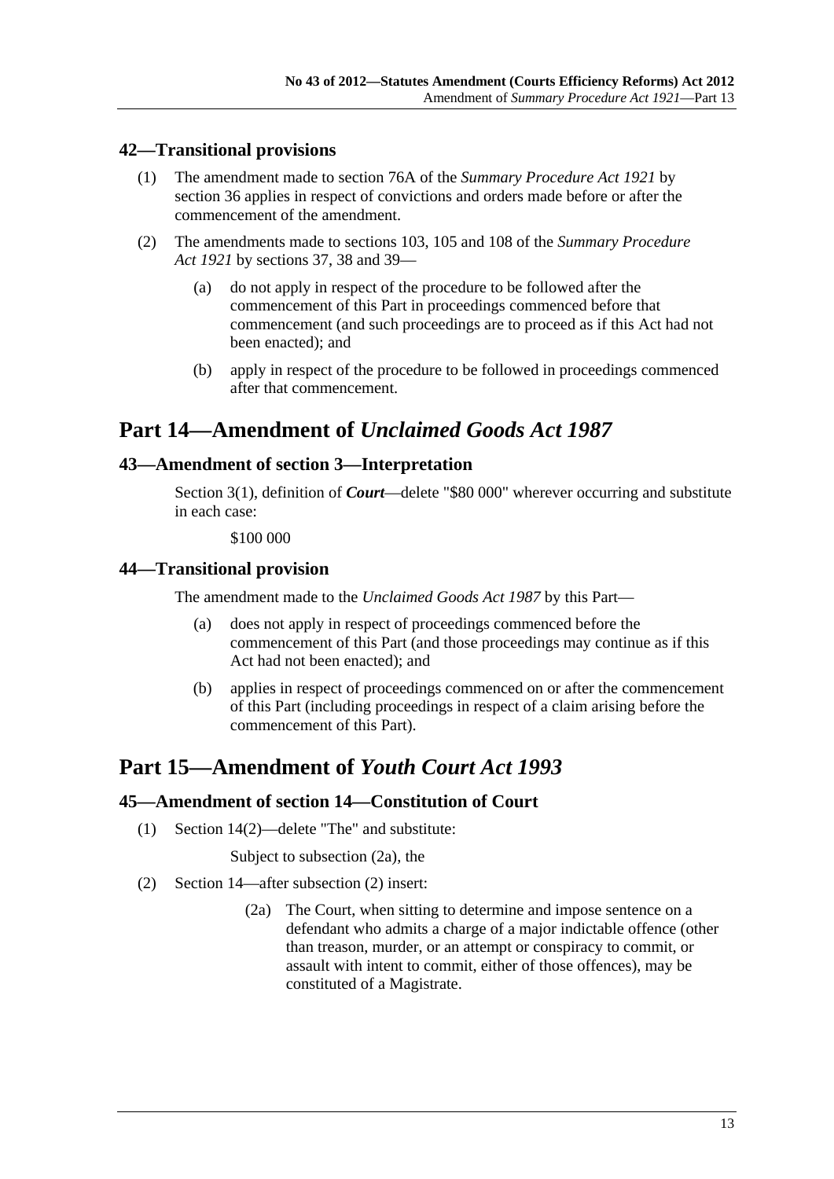## 42—Transitional provisions

(1) The amendment made to section 76A of the *Summary Procedure Act 1921* by section 36 applies in respect of convictions and orders made before or after the commencement of the amendment.

(2) The amendments made to sections 103, 105 and 108 of the *Summary Procedure Act 1921* by sections 37, 38 and 39—

(a) do not apply in respect of the procedure to be followed after the commencement of this Part in proceedings commenced before that commencement (and such proceedings are to proceed as if this Act had not been enacted); and

(b) apply in respect of the procedure to be followed in proceedings commenced after that commencement.

# Part 14—Amendment of *Unclaimed Goods Act 1987*

## 43—Amendment of section 3—Interpretation

Section 3(1), definition of ***Court***—delete "$80 000" wherever occurring and substitute in each case:

$100 000

## 44—Transitional provision

The amendment made to the *Unclaimed Goods Act 1987* by this Part—

(a) does not apply in respect of proceedings commenced before the commencement of this Part (and those proceedings may continue as if this Act had not been enacted); and

(b) applies in respect of proceedings commenced on or after the commencement of this Part (including proceedings in respect of a claim arising before the commencement of this Part).

# Part 15—Amendment of *Youth Court Act 1993*

## 45—Amendment of section 14—Constitution of Court

(1) Section 14(2)—delete "The" and substitute:

Subject to subsection (2a), the

(2) Section 14—after subsection (2) insert:

(2a) The Court, when sitting to determine and impose sentence on a defendant who admits a charge of a major indictable offence (other than treason, murder, or an attempt or conspiracy to commit, or assault with intent to commit, either of those offences), may be constituted of a Magistrate.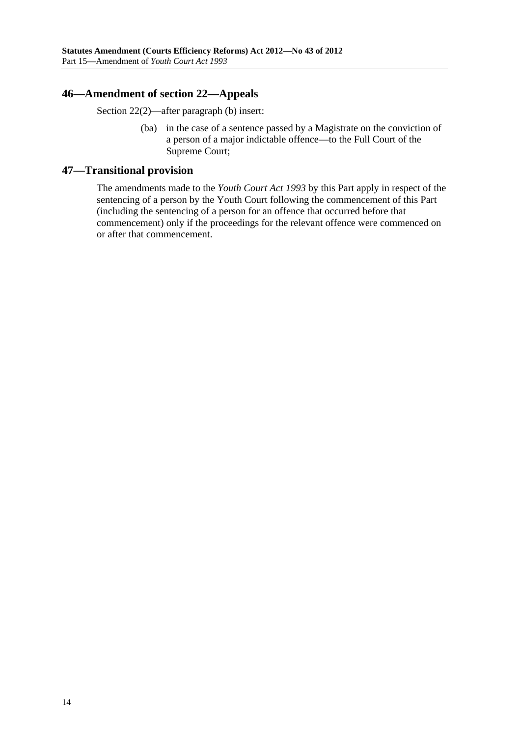## 46—Amendment of section 22—Appeals

Section 22(2)—after paragraph (b) insert:

> (ba) in the case of a sentence passed by a Magistrate on the conviction of a person of a major indictable offence—to the Full Court of the Supreme Court;

## 47—Transitional provision

The amendments made to the *Youth Court Act 1993* by this Part apply in respect of the sentencing of a person by the Youth Court following the commencement of this Part (including the sentencing of a person for an offence that occurred before that commencement) only if the proceedings for the relevant offence were commenced on or after that commencement.